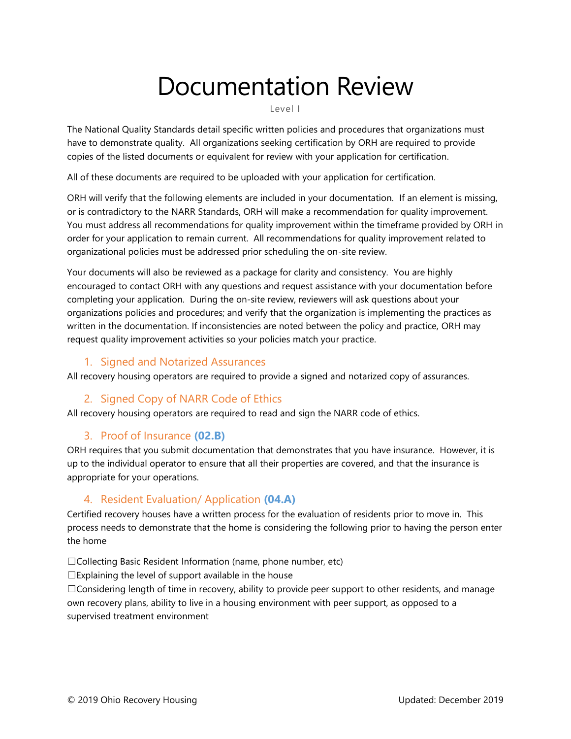# Documentation Review

Level I

The National Quality Standards detail specific written policies and procedures that organizations must have to demonstrate quality. All organizations seeking certification by ORH are required to provide copies of the listed documents or equivalent for review with your application for certification.

All of these documents are required to be uploaded with your application for certification.

ORH will verify that the following elements are included in your documentation. If an element is missing, or is contradictory to the NARR Standards, ORH will make a recommendation for quality improvement. You must address all recommendations for quality improvement within the timeframe provided by ORH in order for your application to remain current. All recommendations for quality improvement related to organizational policies must be addressed prior scheduling the on-site review.

Your documents will also be reviewed as a package for clarity and consistency. You are highly encouraged to contact ORH with any questions and request assistance with your documentation before completing your application. During the on-site review, reviewers will ask questions about your organizations policies and procedures; and verify that the organization is implementing the practices as written in the documentation. If inconsistencies are noted between the policy and practice, ORH may request quality improvement activities so your policies match your practice.

## 1. Signed and Notarized Assurances

All recovery housing operators are required to provide a signed and notarized copy of assurances.

## 2. Signed Copy of NARR Code of Ethics

All recovery housing operators are required to read and sign the NARR code of ethics.

## 3. Proof of Insurance **(02.B)**

ORH requires that you submit documentation that demonstrates that you have insurance. However, it is up to the individual operator to ensure that all their properties are covered, and that the insurance is appropriate for your operations.

## 4. Resident Evaluation/ Application **(04.A)**

Certified recovery houses have a written process for the evaluation of residents prior to move in. This process needs to demonstrate that the home is considering the following prior to having the person enter the home

☐Collecting Basic Resident Information (name, phone number, etc)
☐Explaining the level of support available in the house
☐Considering length of time in recovery, ability to provide peer support to other residents, and manage own recovery plans, ability to live in a housing environment with peer support, as opposed to a supervised treatment environment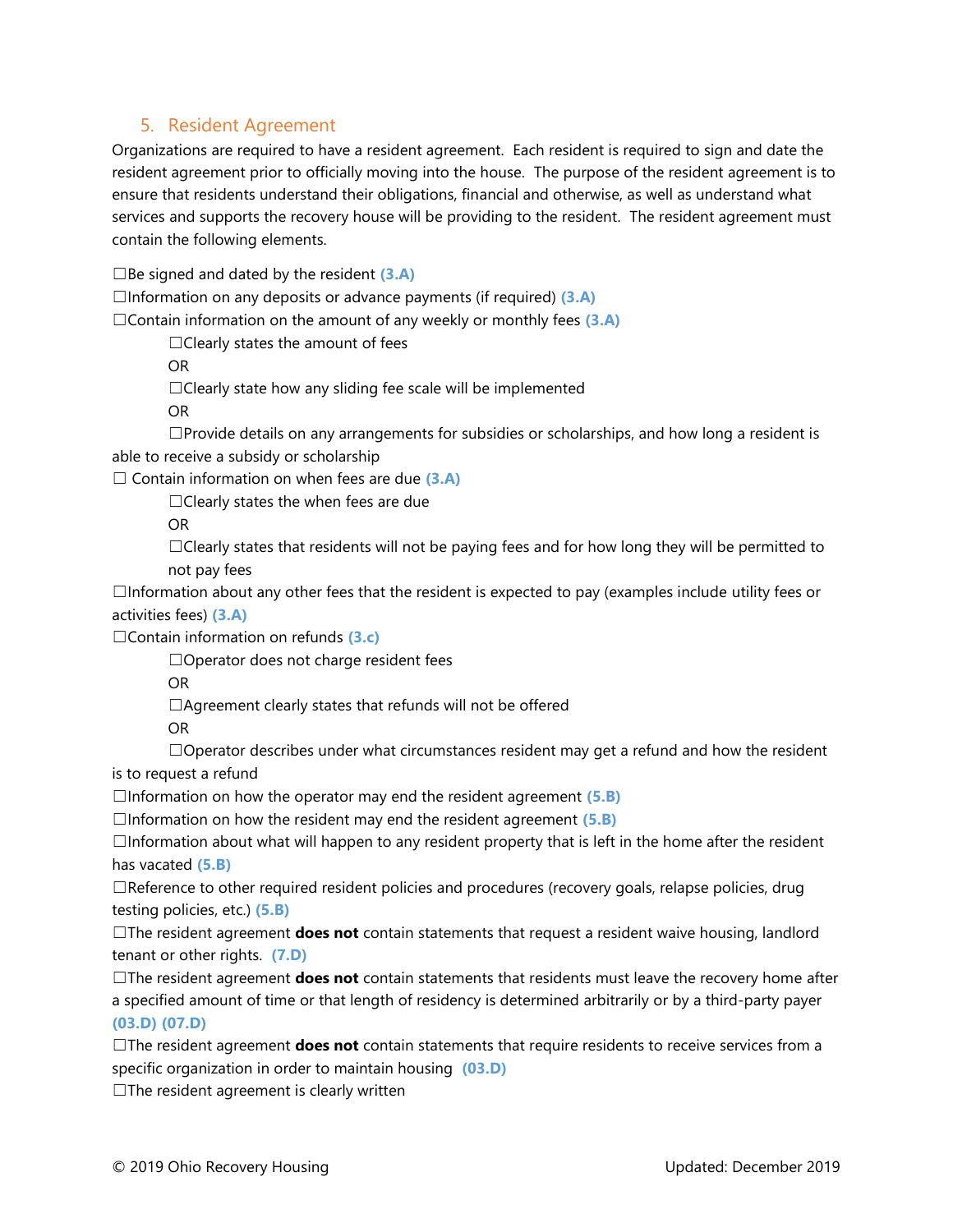## 5. Resident Agreement

Organizations are required to have a resident agreement. Each resident is required to sign and date the resident agreement prior to officially moving into the house. The purpose of the resident agreement is to ensure that residents understand their obligations, financial and otherwise, as well as understand what services and supports the recovery house will be providing to the resident. The resident agreement must contain the following elements.

☐Be signed and dated by the resident **(3.A)**
☐Information on any deposits or advance payments (if required) **(3.A)**
☐Contain information on the amount of any weekly or monthly fees **(3.A)**

- ☐Clearly states the amount of fees
  OR
- ☐Clearly state how any sliding fee scale will be implemented
  OR
- ☐Provide details on any arrangements for subsidies or scholarships, and how long a resident is able to receive a subsidy or scholarship

☐ Contain information on when fees are due **(3.A)**

- ☐Clearly states the when fees are due
  OR
- ☐Clearly states that residents will not be paying fees and for how long they will be permitted to not pay fees

☐Information about any other fees that the resident is expected to pay (examples include utility fees or activities fees) **(3.A)**
☐Contain information on refunds **(3.c)**

- ☐Operator does not charge resident fees
  OR
- ☐Agreement clearly states that refunds will not be offered
  OR
- ☐Operator describes under what circumstances resident may get a refund and how the resident is to request a refund

☐Information on how the operator may end the resident agreement **(5.B)**
☐Information on how the resident may end the resident agreement **(5.B)**
☐Information about what will happen to any resident property that is left in the home after the resident has vacated **(5.B)**
☐Reference to other required resident policies and procedures (recovery goals, relapse policies, drug testing policies, etc.) **(5.B)**
☐The resident agreement **does not** contain statements that request a resident waive housing, landlord tenant or other rights. **(7.D)**
☐The resident agreement **does not** contain statements that residents must leave the recovery home after a specified amount of time or that length of residency is determined arbitrarily or by a third-party payer **(03.D) (07.D)**
☐The resident agreement **does not** contain statements that require residents to receive services from a specific organization in order to maintain housing **(03.D)**
☐The resident agreement is clearly written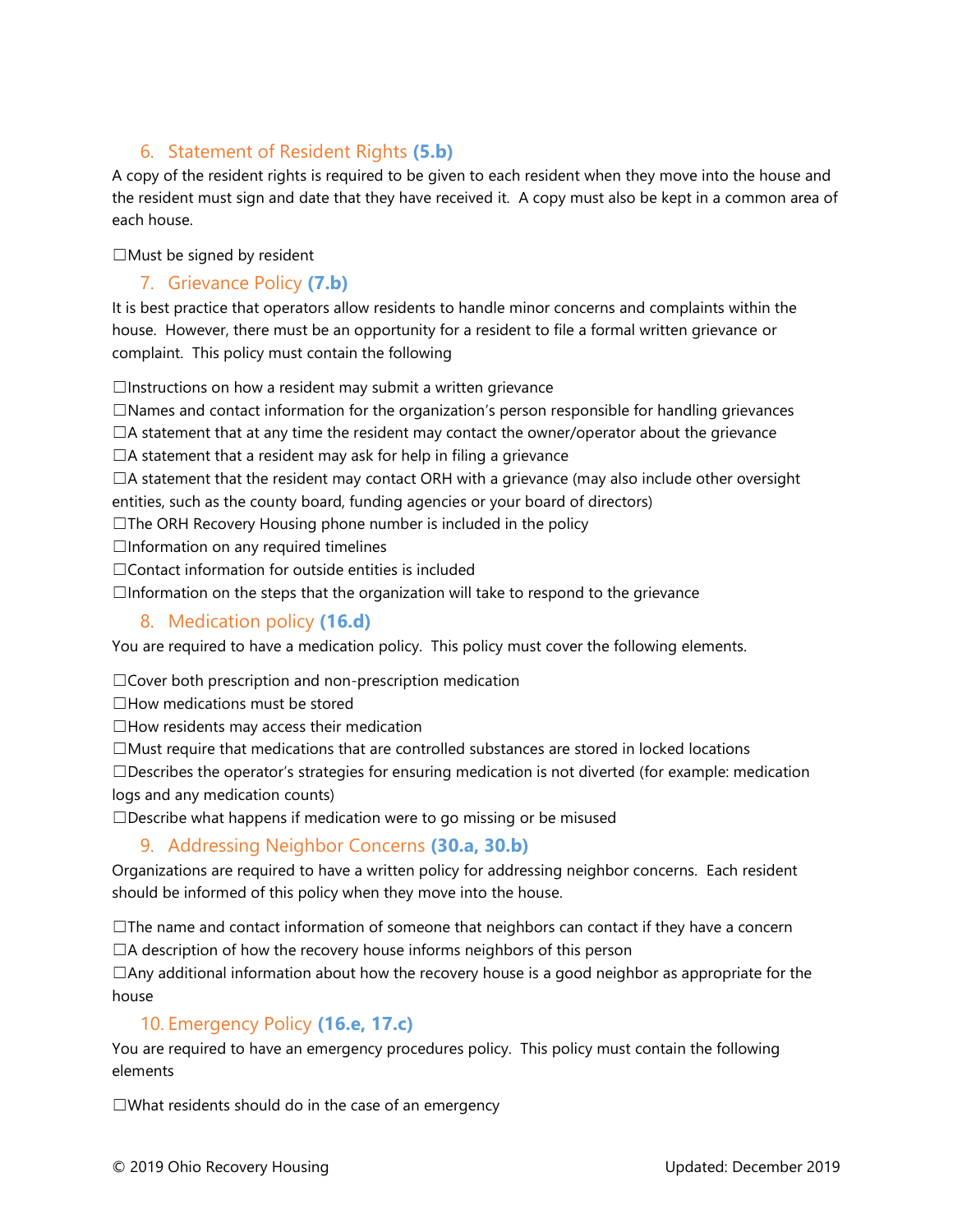### 6. Statement of Resident Rights **(5.b)**

A copy of the resident rights is required to be given to each resident when they move into the house and the resident must sign and date that they have received it. A copy must also be kept in a common area of each house.

☐Must be signed by resident

### 7. Grievance Policy **(7.b)**

It is best practice that operators allow residents to handle minor concerns and complaints within the house. However, there must be an opportunity for a resident to file a formal written grievance or complaint. This policy must contain the following

☐Instructions on how a resident may submit a written grievance
☐Names and contact information for the organization's person responsible for handling grievances
☐A statement that at any time the resident may contact the owner/operator about the grievance
☐A statement that a resident may ask for help in filing a grievance
☐A statement that the resident may contact ORH with a grievance (may also include other oversight entities, such as the county board, funding agencies or your board of directors)
☐The ORH Recovery Housing phone number is included in the policy
☐Information on any required timelines
☐Contact information for outside entities is included
☐Information on the steps that the organization will take to respond to the grievance

### 8. Medication policy **(16.d)**

You are required to have a medication policy. This policy must cover the following elements.

☐Cover both prescription and non-prescription medication
☐How medications must be stored
☐How residents may access their medication
☐Must require that medications that are controlled substances are stored in locked locations
☐Describes the operator's strategies for ensuring medication is not diverted (for example: medication logs and any medication counts)
☐Describe what happens if medication were to go missing or be misused

### 9. Addressing Neighbor Concerns **(30.a, 30.b)**

Organizations are required to have a written policy for addressing neighbor concerns. Each resident should be informed of this policy when they move into the house.

☐The name and contact information of someone that neighbors can contact if they have a concern
☐A description of how the recovery house informs neighbors of this person
☐Any additional information about how the recovery house is a good neighbor as appropriate for the house

### 10. Emergency Policy **(16.e, 17.c)**

You are required to have an emergency procedures policy. This policy must contain the following elements

☐What residents should do in the case of an emergency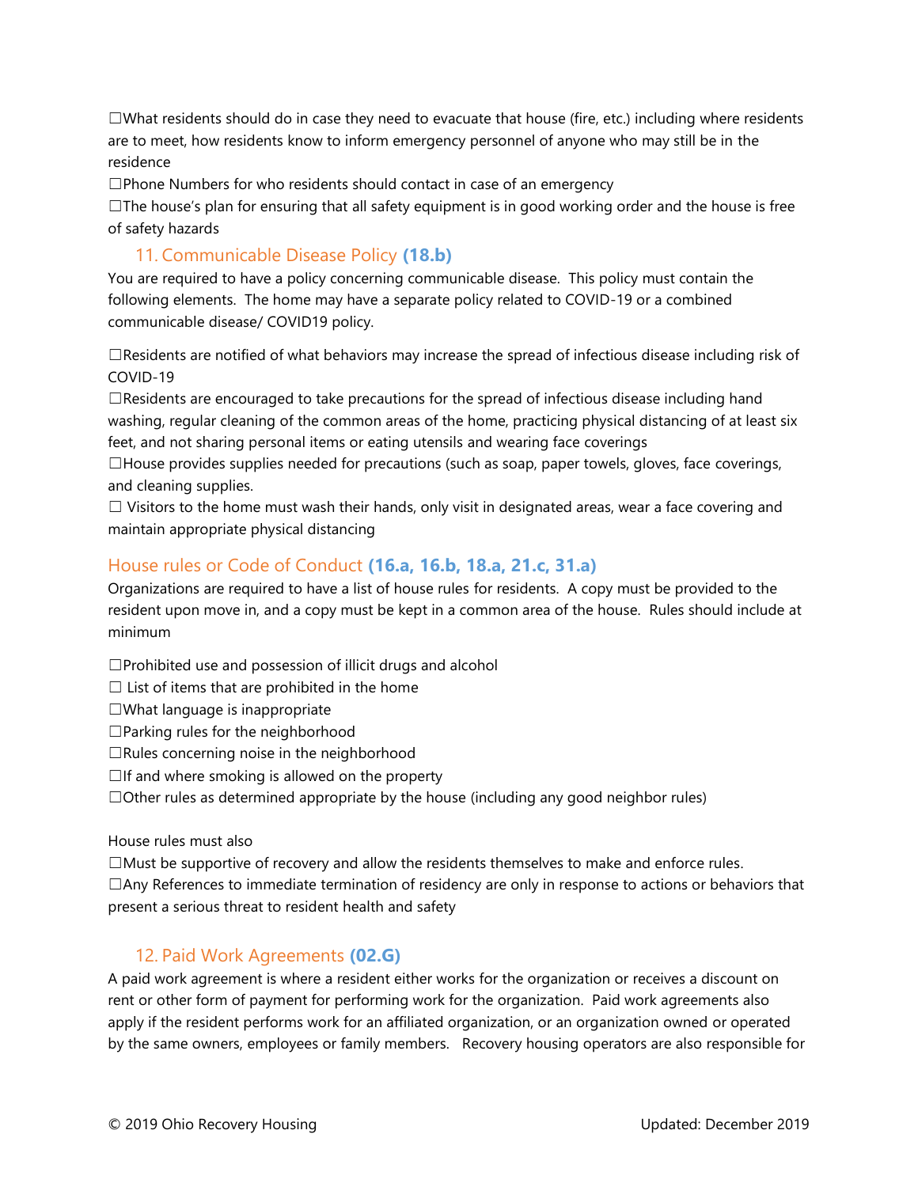☐What residents should do in case they need to evacuate that house (fire, etc.) including where residents are to meet, how residents know to inform emergency personnel of anyone who may still be in the residence

☐Phone Numbers for who residents should contact in case of an emergency

☐The house's plan for ensuring that all safety equipment is in good working order and the house is free of safety hazards

### 11. Communicable Disease Policy **(18.b)**

You are required to have a policy concerning communicable disease. This policy must contain the following elements. The home may have a separate policy related to COVID-19 or a combined communicable disease/ COVID19 policy.

☐Residents are notified of what behaviors may increase the spread of infectious disease including risk of COVID-19

☐Residents are encouraged to take precautions for the spread of infectious disease including hand washing, regular cleaning of the common areas of the home, practicing physical distancing of at least six feet, and not sharing personal items or eating utensils and wearing face coverings

☐House provides supplies needed for precautions (such as soap, paper towels, gloves, face coverings, and cleaning supplies.

☐ Visitors to the home must wash their hands, only visit in designated areas, wear a face covering and maintain appropriate physical distancing

### House rules or Code of Conduct **(16.a, 16.b, 18.a, 21.c, 31.a)**

Organizations are required to have a list of house rules for residents. A copy must be provided to the resident upon move in, and a copy must be kept in a common area of the house. Rules should include at minimum

☐Prohibited use and possession of illicit drugs and alcohol

☐ List of items that are prohibited in the home

☐What language is inappropriate

☐Parking rules for the neighborhood

☐Rules concerning noise in the neighborhood

☐If and where smoking is allowed on the property

☐Other rules as determined appropriate by the house (including any good neighbor rules)

House rules must also

☐Must be supportive of recovery and allow the residents themselves to make and enforce rules.

☐Any References to immediate termination of residency are only in response to actions or behaviors that present a serious threat to resident health and safety

### 12. Paid Work Agreements **(02.G)**

A paid work agreement is where a resident either works for the organization or receives a discount on rent or other form of payment for performing work for the organization. Paid work agreements also apply if the resident performs work for an affiliated organization, or an organization owned or operated by the same owners, employees or family members. Recovery housing operators are also responsible for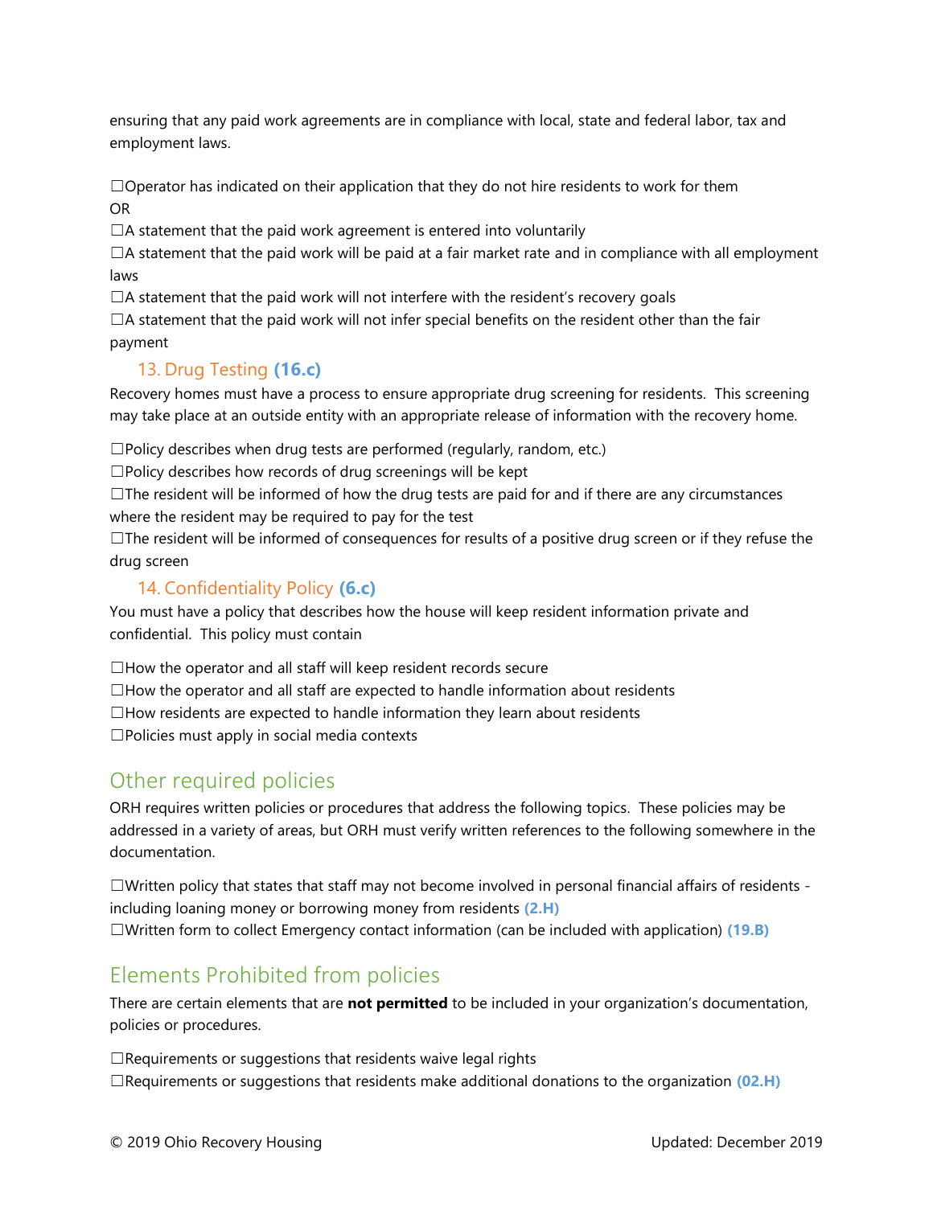ensuring that any paid work agreements are in compliance with local, state and federal labor, tax and employment laws.

☐Operator has indicated on their application that they do not hire residents to work for them
OR
☐A statement that the paid work agreement is entered into voluntarily
☐A statement that the paid work will be paid at a fair market rate and in compliance with all employment laws
☐A statement that the paid work will not interfere with the resident's recovery goals
☐A statement that the paid work will not infer special benefits on the resident other than the fair payment

### 13. Drug Testing **(16.c)**

Recovery homes must have a process to ensure appropriate drug screening for residents. This screening may take place at an outside entity with an appropriate release of information with the recovery home.

☐Policy describes when drug tests are performed (regularly, random, etc.)
☐Policy describes how records of drug screenings will be kept
☐The resident will be informed of how the drug tests are paid for and if there are any circumstances where the resident may be required to pay for the test
☐The resident will be informed of consequences for results of a positive drug screen or if they refuse the drug screen

### 14. Confidentiality Policy **(6.c)**

You must have a policy that describes how the house will keep resident information private and confidential. This policy must contain

☐How the operator and all staff will keep resident records secure
☐How the operator and all staff are expected to handle information about residents
☐How residents are expected to handle information they learn about residents
☐Policies must apply in social media contexts

## Other required policies

ORH requires written policies or procedures that address the following topics. These policies may be addressed in a variety of areas, but ORH must verify written references to the following somewhere in the documentation.

☐Written policy that states that staff may not become involved in personal financial affairs of residents - including loaning money or borrowing money from residents **(2.H)**
☐Written form to collect Emergency contact information (can be included with application) **(19.B)**

## Elements Prohibited from policies

There are certain elements that are **not permitted** to be included in your organization's documentation, policies or procedures.

☐Requirements or suggestions that residents waive legal rights
☐Requirements or suggestions that residents make additional donations to the organization **(02.H)**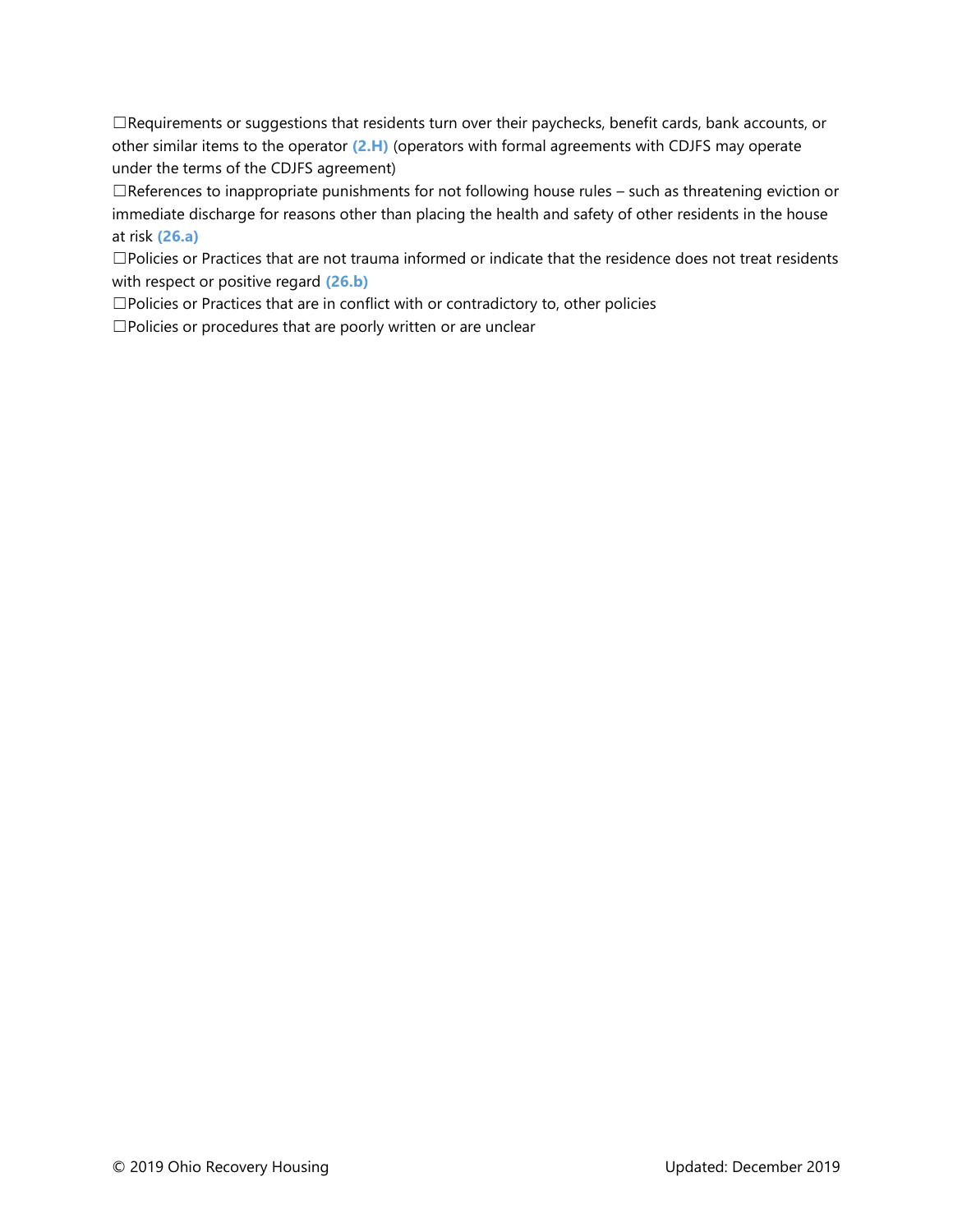☐Requirements or suggestions that residents turn over their paychecks, benefit cards, bank accounts, or other similar items to the operator **(2.H)** (operators with formal agreements with CDJFS may operate under the terms of the CDJFS agreement)

☐References to inappropriate punishments for not following house rules – such as threatening eviction or immediate discharge for reasons other than placing the health and safety of other residents in the house at risk **(26.a)**

☐Policies or Practices that are not trauma informed or indicate that the residence does not treat residents with respect or positive regard **(26.b)**

☐Policies or Practices that are in conflict with or contradictory to, other policies

☐Policies or procedures that are poorly written or are unclear